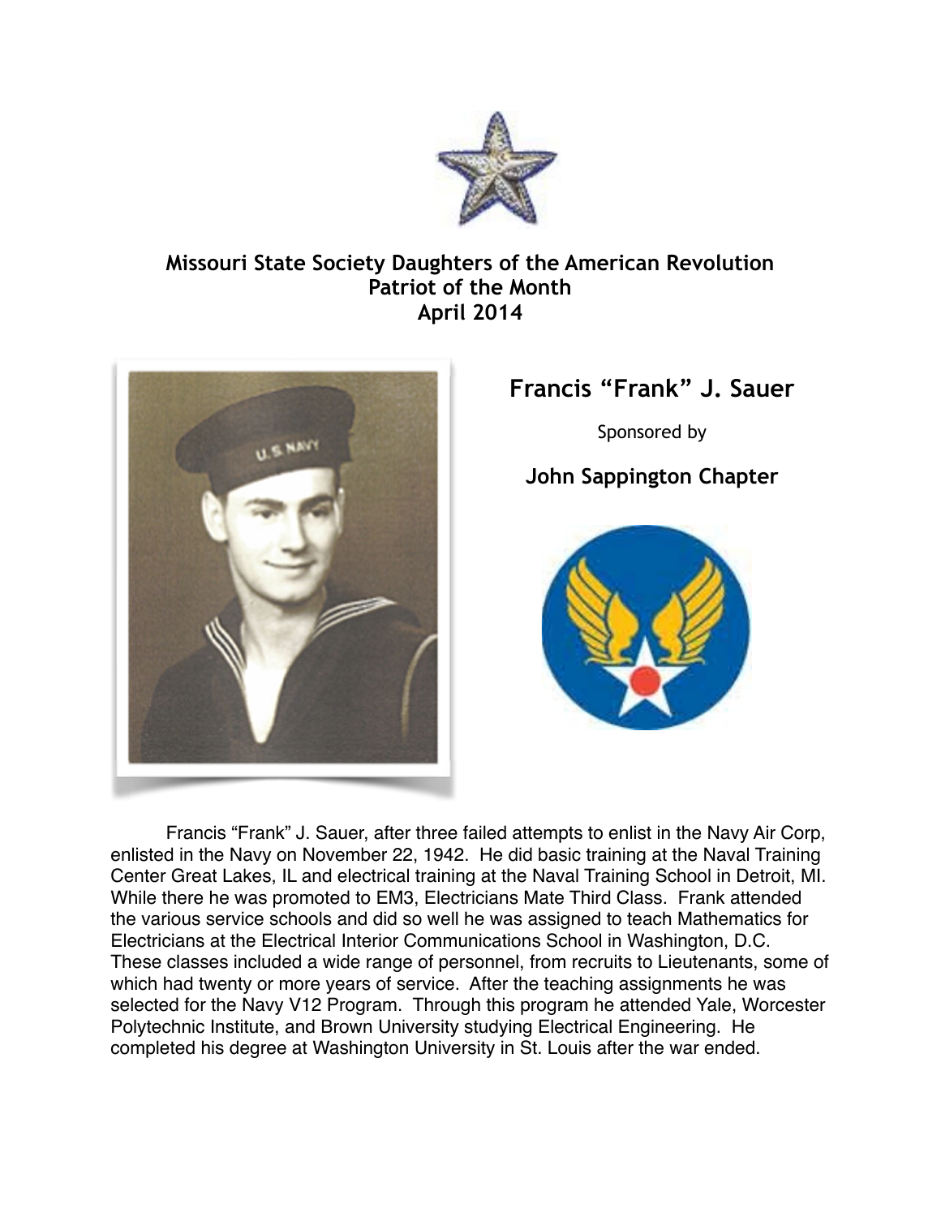**Missouri State Society Daughters of the American Revolution**
**Patriot of the Month**
**April 2014**

## Francis "Frank" J. Sauer

Sponsored by

**John Sappington Chapter**

Francis "Frank" J. Sauer, after three failed attempts to enlist in the Navy Air Corp, enlisted in the Navy on November 22, 1942. He did basic training at the Naval Training Center Great Lakes, IL and electrical training at the Naval Training School in Detroit, MI. While there he was promoted to EM3, Electricians Mate Third Class. Frank attended the various service schools and did so well he was assigned to teach Mathematics for Electricians at the Electrical Interior Communications School in Washington, D.C. These classes included a wide range of personnel, from recruits to Lieutenants, some of which had twenty or more years of service. After the teaching assignments he was selected for the Navy V12 Program. Through this program he attended Yale, Worcester Polytechnic Institute, and Brown University studying Electrical Engineering. He completed his degree at Washington University in St. Louis after the war ended.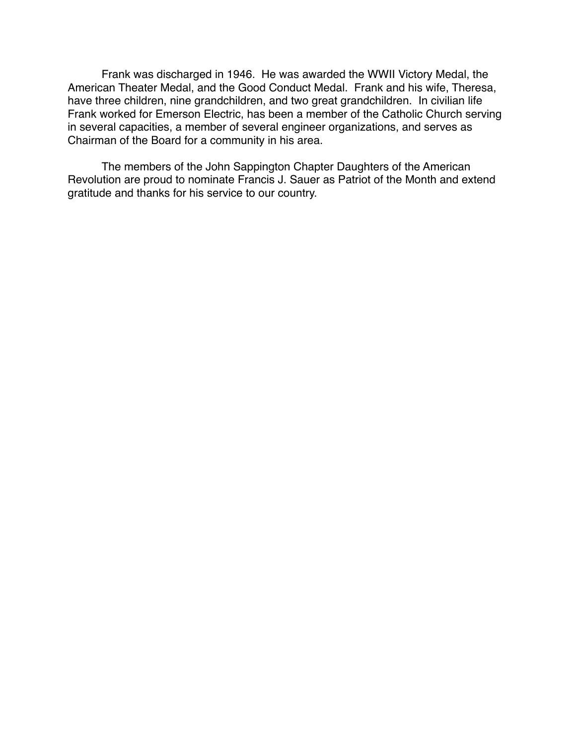Frank was discharged in 1946. He was awarded the WWII Victory Medal, the American Theater Medal, and the Good Conduct Medal. Frank and his wife, Theresa, have three children, nine grandchildren, and two great grandchildren. In civilian life Frank worked for Emerson Electric, has been a member of the Catholic Church serving in several capacities, a member of several engineer organizations, and serves as Chairman of the Board for a community in his area.

The members of the John Sappington Chapter Daughters of the American Revolution are proud to nominate Francis J. Sauer as Patriot of the Month and extend gratitude and thanks for his service to our country.